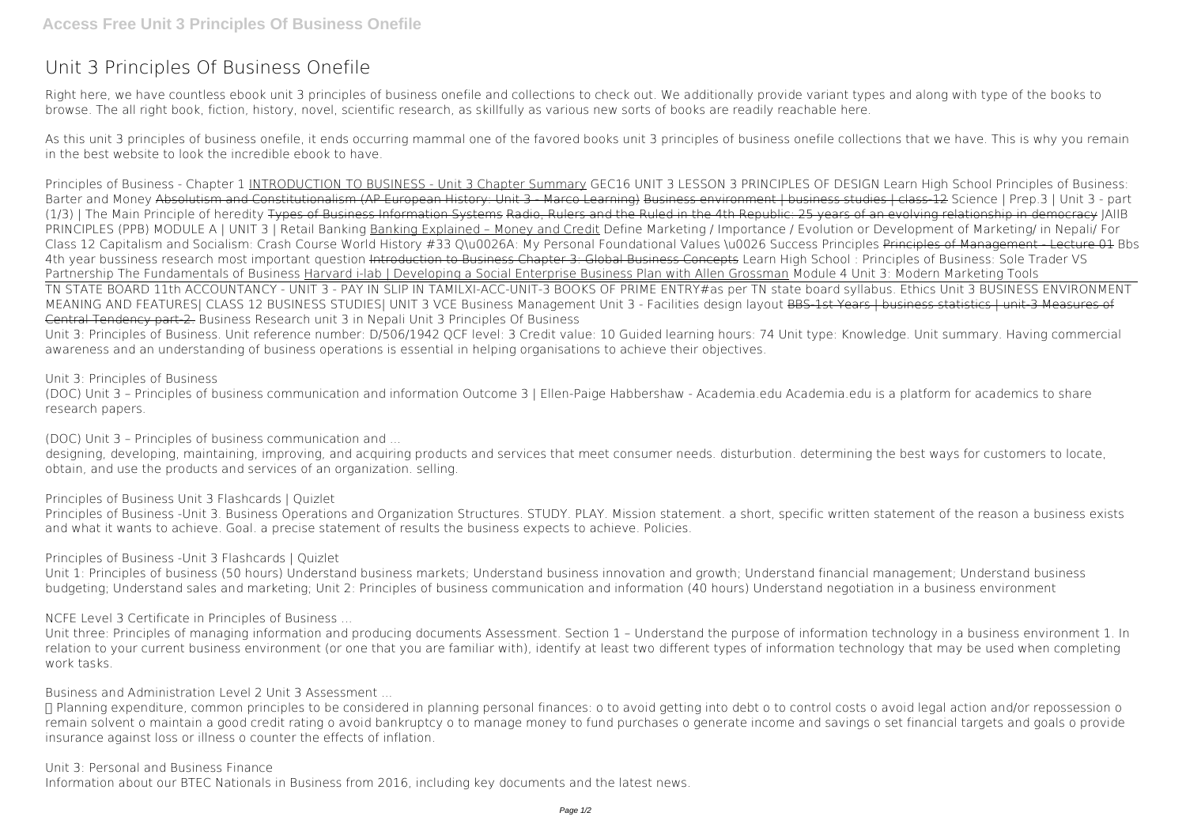# Unit 3 Principles Of Business Onefile

Right here, we have countless ebook unit 3 principles of business onefile and collections to check out. We additionally provide variant types and along with type of the books to browse. The all right book, fiction, history, novel, scientific research, as skillfully as various new sorts of books are readily reachable here.

As this unit 3 principles of business onefile, it ends occurring mammal one of the favored books unit 3 principles of business onefile collections that we have. This is why you remain in the best website to look the incredible ebook to have.

Principles of Business - Chapter 1 INTRODUCTION TO BUSINESS - Unit 3 Chapter Summary GEC16 UNIT 3 LESSON 3 PRINCIPLES OF DESIGN Learn High School Principles of Business: Barter and Money ~~Absolutism and Constitutionalism (AP European History: Unit 3 - Marco Learning)~~ ~~Business environment | business studies | class-12~~ Science | Prep.3 | Unit 3 - part (1/3) | The Main Principle of heredity ~~Types of Business Information Systems~~ ~~Radio, Rulers and the Ruled in the 4th Republic: 25 years of an evolving relationship in democracy~~ JAIIB PRINCIPLES (PPB) MODULE A | UNIT 3 | Retail Banking Banking Explained – Money and Credit Define Marketing / Importance / Evolution or Development of Marketing/ in Nepali/ For Class 12 Capitalism and Socialism: Crash Course World History #33 Q\u0026A: My Personal Foundational Values \u0026 Success Principles ~~Principles of Management - Lecture 01~~ Bbs 4th year bussiness research most important question ~~Introduction to Business Chapter 3: Global Business Concepts~~ Learn High School : Principles of Business: Sole Trader VS Partnership The Fundamentals of Business Harvard i-lab | Developing a Social Enterprise Business Plan with Allen Grossman Module 4 Unit 3: Modern Marketing Tools
TN STATE BOARD 11th ACCOUNTANCY - UNIT 3 - PAY IN SLIP IN TAMILXI-ACC-UNIT-3 BOOKS OF PRIME ENTRY#as per TN state board syllabus. Ethics Unit 3 BUSINESS ENVIRONMENT MEANING AND FEATURES| CLASS 12 BUSINESS STUDIES| UNIT 3 VCE Business Management Unit 3 - Facilities design layout ~~BBS-1st Years | business statistics | unit-3 Measures of Central Tendency part-2.~~ Business Research unit 3 in Nepali **Unit 3 Principles Of Business**
Unit 3: Principles of Business. Unit reference number: D/506/1942 QCF level: 3 Credit value: 10 Guided learning hours: 74 Unit type: Knowledge. Unit summary. Having commercial awareness and an understanding of business operations is essential in helping organisations to achieve their objectives.

**Unit 3: Principles of Business**
(DOC) Unit 3 – Principles of business communication and information Outcome 3 | Ellen-Paige Habbershaw - Academia.edu Academia.edu is a platform for academics to share research papers.

**(DOC) Unit 3 – Principles of business communication and ...**
designing, developing, maintaining, improving, and acquiring products and services that meet consumer needs. disturbution. determining the best ways for customers to locate, obtain, and use the products and services of an organization. selling.

**Principles of Business Unit 3 Flashcards | Quizlet**
Principles of Business -Unit 3. Business Operations and Organization Structures. STUDY. PLAY. Mission statement. a short, specific written statement of the reason a business exists and what it wants to achieve. Goal. a precise statement of results the business expects to achieve. Policies.

**Principles of Business -Unit 3 Flashcards | Quizlet**
Unit 1: Principles of business (50 hours) Understand business markets; Understand business innovation and growth; Understand financial management; Understand business budgeting; Understand sales and marketing; Unit 2: Principles of business communication and information (40 hours) Understand negotiation in a business environment

**NCFE Level 3 Certificate in Principles of Business ...**
Unit three: Principles of managing information and producing documents Assessment. Section 1 – Understand the purpose of information technology in a business environment 1. In relation to your current business environment (or one that you are familiar with), identify at least two different types of information technology that may be used when completing work tasks.

**Business and Administration Level 2 Unit 3 Assessment ...**
 Planning expenditure, common principles to be considered in planning personal finances: o to avoid getting into debt o to control costs o avoid legal action and/or repossession o remain solvent o maintain a good credit rating o avoid bankruptcy o to manage money to fund purchases o generate income and savings o set financial targets and goals o provide insurance against loss or illness o counter the effects of inflation.

**Unit 3: Personal and Business Finance**
Information about our BTEC Nationals in Business from 2016, including key documents and the latest news.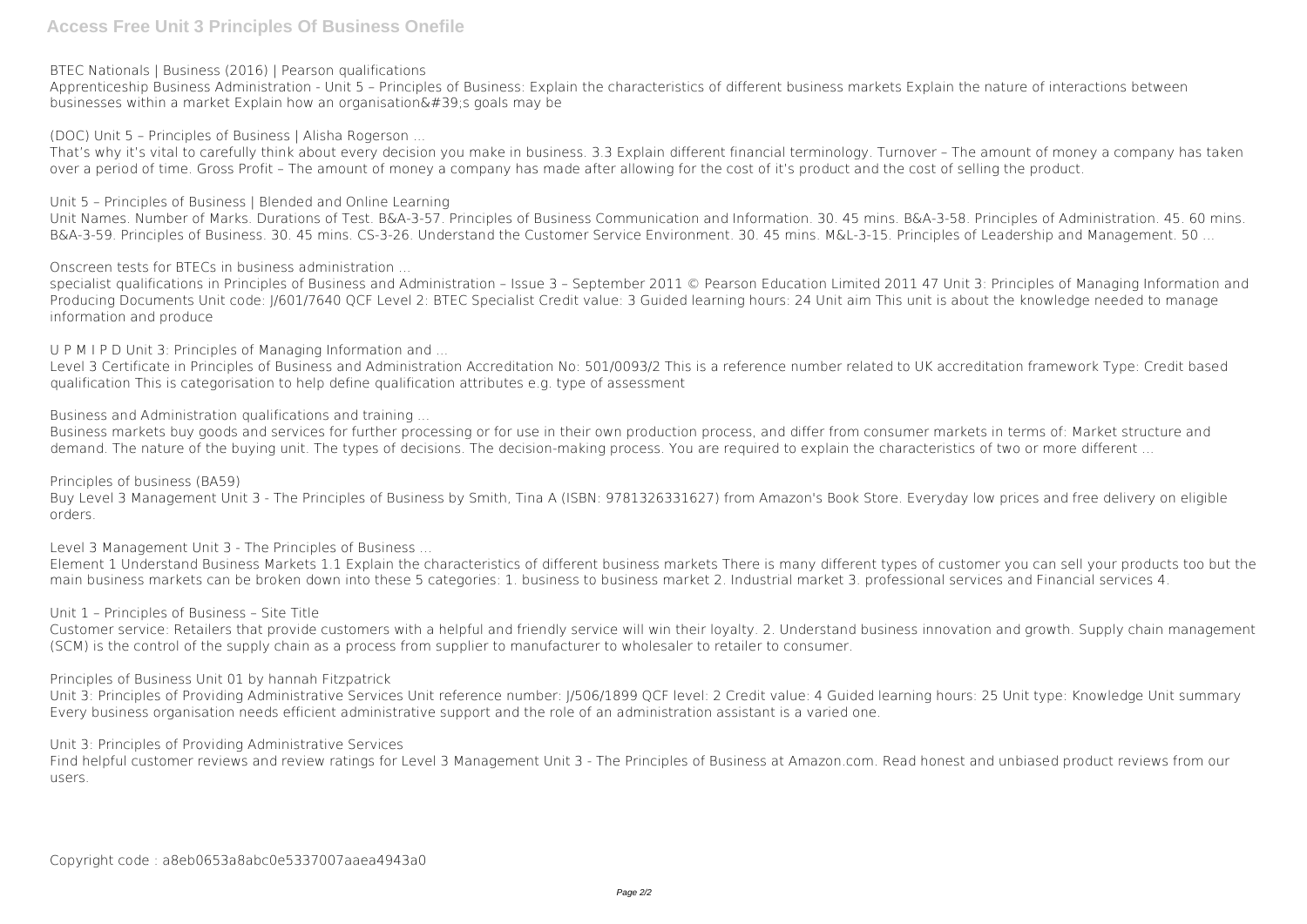**BTEC Nationals | Business (2016) | Pearson qualifications**

Apprenticeship Business Administration - Unit 5 – Principles of Business: Explain the characteristics of different business markets Explain the nature of interactions between businesses within a market Explain how an organisation&#39;s goals may be

**(DOC) Unit 5 – Principles of Business | Alisha Rogerson ...**

That's why it's vital to carefully think about every decision you make in business. 3.3 Explain different financial terminology. Turnover – The amount of money a company has taken over a period of time. Gross Profit – The amount of money a company has made after allowing for the cost of it's product and the cost of selling the product.

**Unit 5 – Principles of Business | Blended and Online Learning**

Unit Names. Number of Marks. Durations of Test. B&A-3-57. Principles of Business Communication and Information. 30. 45 mins. B&A-3-58. Principles of Administration. 45. 60 mins. B&A-3-59. Principles of Business. 30. 45 mins. CS-3-26. Understand the Customer Service Environment. 30. 45 mins. M&L-3-15. Principles of Leadership and Management. 50 ...

**Onscreen tests for BTECs in business administration ...**

specialist qualifications in Principles of Business and Administration – Issue 3 – September 2011 © Pearson Education Limited 2011 47 Unit 3: Principles of Managing Information and Producing Documents Unit code: J/601/7640 QCF Level 2: BTEC Specialist Credit value: 3 Guided learning hours: 24 Unit aim This unit is about the knowledge needed to manage information and produce

**U P M I P D Unit 3: Principles of Managing Information and ...**

Level 3 Certificate in Principles of Business and Administration Accreditation No: 501/0093/2 This is a reference number related to UK accreditation framework Type: Credit based qualification This is categorisation to help define qualification attributes e.g. type of assessment

**Business and Administration qualifications and training ...**

Business markets buy goods and services for further processing or for use in their own production process, and differ from consumer markets in terms of: Market structure and demand. The nature of the buying unit. The types of decisions. The decision-making process. You are required to explain the characteristics of two or more different ...

**Principles of business (BA59)**

Buy Level 3 Management Unit 3 - The Principles of Business by Smith, Tina A (ISBN: 9781326331627) from Amazon's Book Store. Everyday low prices and free delivery on eligible orders.

**Level 3 Management Unit 3 - The Principles of Business ...**

Element 1 Understand Business Markets 1.1 Explain the characteristics of different business markets There is many different types of customer you can sell your products too but the main business markets can be broken down into these 5 categories: 1. business to business market 2. Industrial market 3. professional services and Financial services 4.

**Unit 1 – Principles of Business – Site Title**

Customer service: Retailers that provide customers with a helpful and friendly service will win their loyalty. 2. Understand business innovation and growth. Supply chain management (SCM) is the control of the supply chain as a process from supplier to manufacturer to wholesaler to retailer to consumer.

**Principles of Business Unit 01 by hannah Fitzpatrick**

Unit 3: Principles of Providing Administrative Services Unit reference number: J/506/1899 QCF level: 2 Credit value: 4 Guided learning hours: 25 Unit type: Knowledge Unit summary Every business organisation needs efficient administrative support and the role of an administration assistant is a varied one.

**Unit 3: Principles of Providing Administrative Services**

Find helpful customer reviews and review ratings for Level 3 Management Unit 3 - The Principles of Business at Amazon.com. Read honest and unbiased product reviews from our users.

Copyright code : a8eb0653a8abc0e5337007aaea4943a0